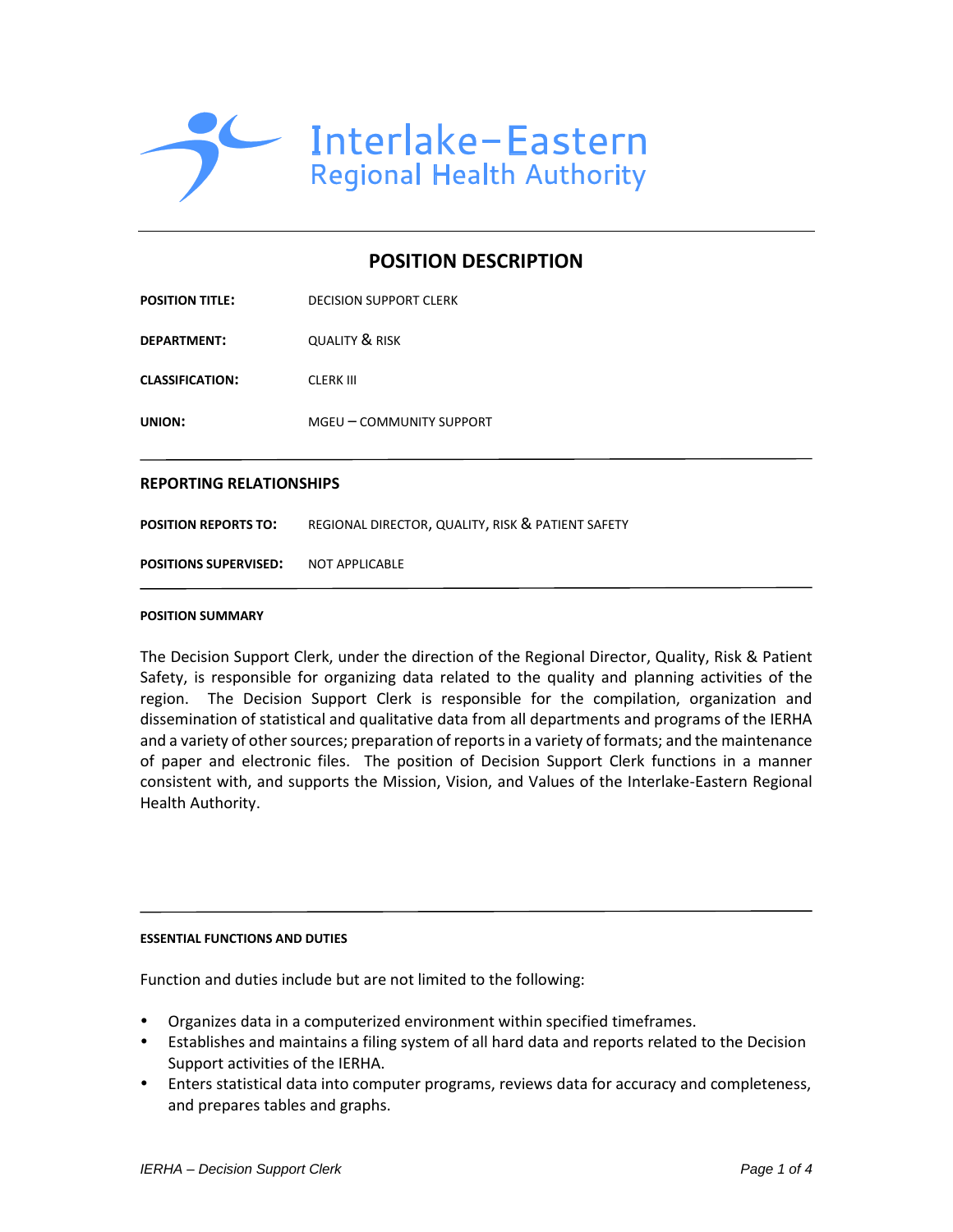Interlake-Eastern
Regional Health Authority

# POSITION DESCRIPTION

**POSITION TITLE:** DECISION SUPPORT CLERK

**DEPARTMENT:** QUALITY & RISK

**CLASSIFICATION:** CLERK III

**UNION:** MGEU – COMMUNITY SUPPORT

## REPORTING RELATIONSHIPS

**POSITION REPORTS TO:** REGIONAL DIRECTOR, QUALITY, RISK & PATIENT SAFETY

**POSITIONS SUPERVISED:** NOT APPLICABLE

### POSITION SUMMARY

The Decision Support Clerk, under the direction of the Regional Director, Quality, Risk & Patient Safety, is responsible for organizing data related to the quality and planning activities of the region. The Decision Support Clerk is responsible for the compilation, organization and dissemination of statistical and qualitative data from all departments and programs of the IERHA and a variety of other sources; preparation of reports in a variety of formats; and the maintenance of paper and electronic files. The position of Decision Support Clerk functions in a manner consistent with, and supports the Mission, Vision, and Values of the Interlake-Eastern Regional Health Authority.

### ESSENTIAL FUNCTIONS AND DUTIES

Function and duties include but are not limited to the following:

- Organizes data in a computerized environment within specified timeframes.
- Establishes and maintains a filing system of all hard data and reports related to the Decision Support activities of the IERHA.
- Enters statistical data into computer programs, reviews data for accuracy and completeness, and prepares tables and graphs.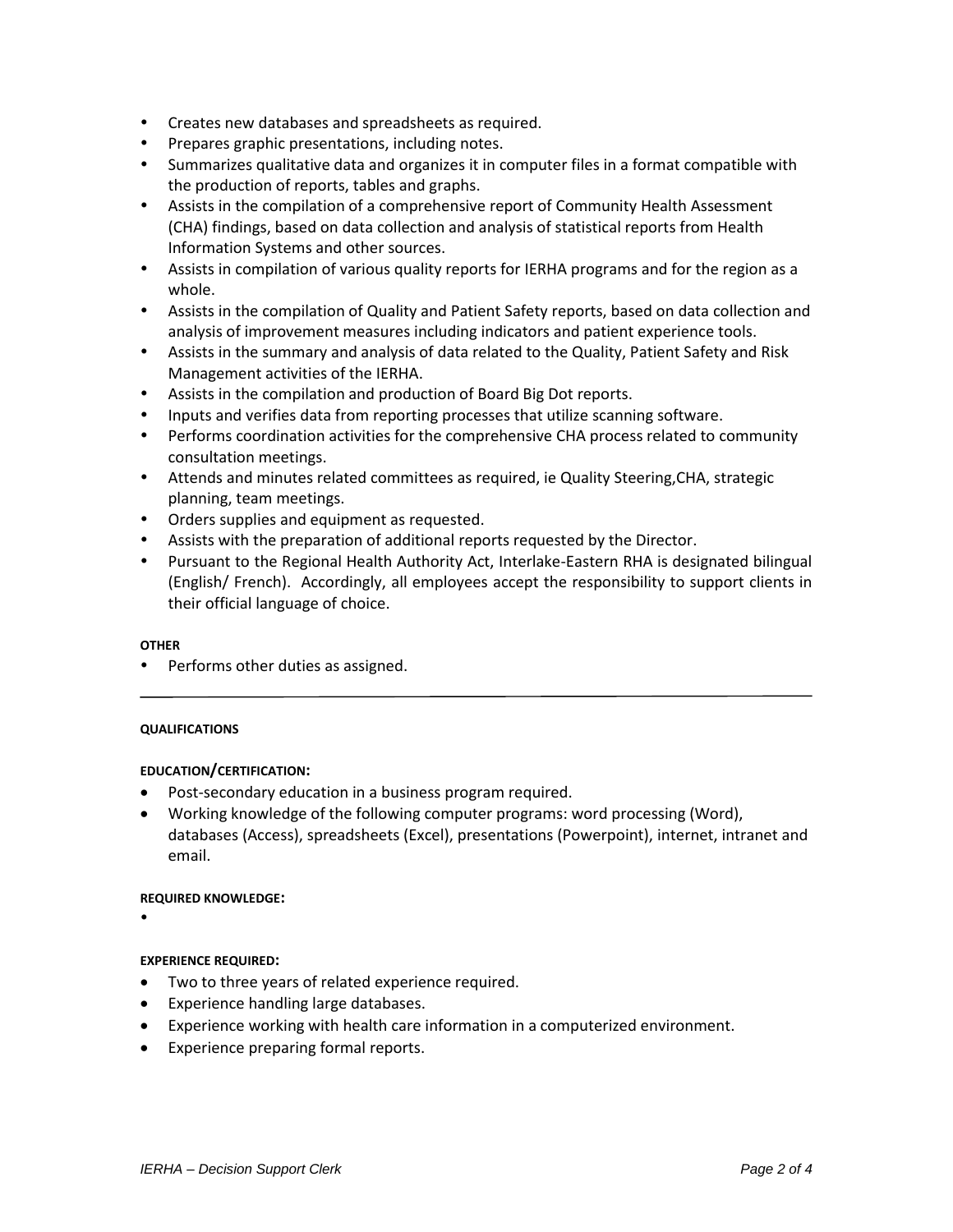- Creates new databases and spreadsheets as required.
- Prepares graphic presentations, including notes.
- Summarizes qualitative data and organizes it in computer files in a format compatible with the production of reports, tables and graphs.
- Assists in the compilation of a comprehensive report of Community Health Assessment (CHA) findings, based on data collection and analysis of statistical reports from Health Information Systems and other sources.
- Assists in compilation of various quality reports for IERHA programs and for the region as a whole.
- Assists in the compilation of Quality and Patient Safety reports, based on data collection and analysis of improvement measures including indicators and patient experience tools.
- Assists in the summary and analysis of data related to the Quality, Patient Safety and Risk Management activities of the IERHA.
- Assists in the compilation and production of Board Big Dot reports.
- Inputs and verifies data from reporting processes that utilize scanning software.
- Performs coordination activities for the comprehensive CHA process related to community consultation meetings.
- Attends and minutes related committees as required, ie Quality Steering,CHA, strategic planning, team meetings.
- Orders supplies and equipment as requested.
- Assists with the preparation of additional reports requested by the Director.
- Pursuant to the Regional Health Authority Act, Interlake-Eastern RHA is designated bilingual (English/ French). Accordingly, all employees accept the responsibility to support clients in their official language of choice.

**OTHER**

- Performs other duties as assigned.

---

**QUALIFICATIONS**

**EDUCATION/CERTIFICATION:**

- Post-secondary education in a business program required.
- Working knowledge of the following computer programs: word processing (Word), databases (Access), spreadsheets (Excel), presentations (Powerpoint), internet, intranet and email.

**REQUIRED KNOWLEDGE:**

- 

**EXPERIENCE REQUIRED:**

- Two to three years of related experience required.
- Experience handling large databases.
- Experience working with health care information in a computerized environment.
- Experience preparing formal reports.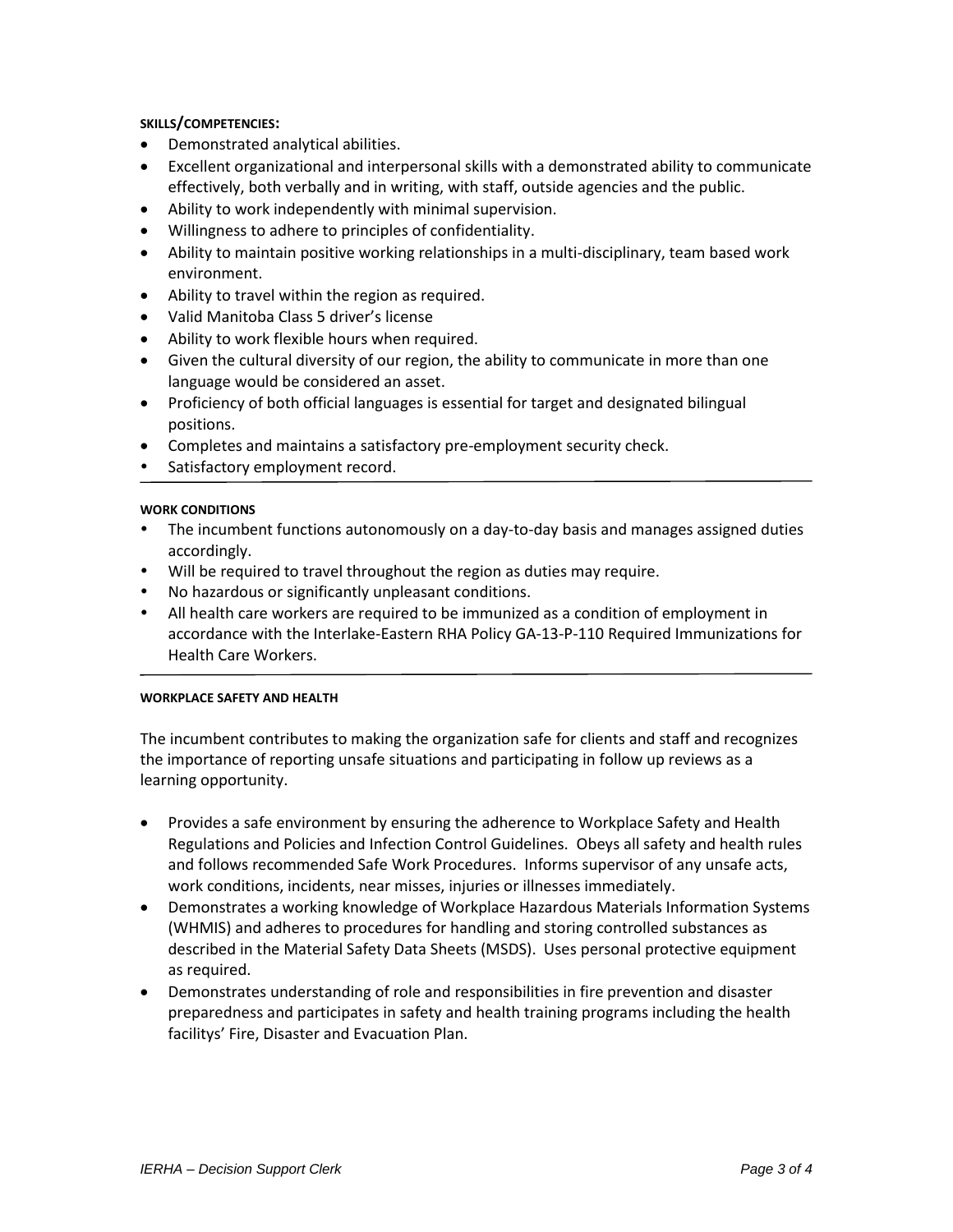**SKILLS/COMPETENCIES:**

- Demonstrated analytical abilities.
- Excellent organizational and interpersonal skills with a demonstrated ability to communicate effectively, both verbally and in writing, with staff, outside agencies and the public.
- Ability to work independently with minimal supervision.
- Willingness to adhere to principles of confidentiality.
- Ability to maintain positive working relationships in a multi-disciplinary, team based work environment.
- Ability to travel within the region as required.
- Valid Manitoba Class 5 driver's license
- Ability to work flexible hours when required.
- Given the cultural diversity of our region, the ability to communicate in more than one language would be considered an asset.
- Proficiency of both official languages is essential for target and designated bilingual positions.
- Completes and maintains a satisfactory pre-employment security check.
- Satisfactory employment record.

**WORK CONDITIONS**

- The incumbent functions autonomously on a day-to-day basis and manages assigned duties accordingly.
- Will be required to travel throughout the region as duties may require.
- No hazardous or significantly unpleasant conditions.
- All health care workers are required to be immunized as a condition of employment in accordance with the Interlake-Eastern RHA Policy GA-13-P-110 Required Immunizations for Health Care Workers.

**WORKPLACE SAFETY AND HEALTH**

The incumbent contributes to making the organization safe for clients and staff and recognizes the importance of reporting unsafe situations and participating in follow up reviews as a learning opportunity.

- Provides a safe environment by ensuring the adherence to Workplace Safety and Health Regulations and Policies and Infection Control Guidelines. Obeys all safety and health rules and follows recommended Safe Work Procedures. Informs supervisor of any unsafe acts, work conditions, incidents, near misses, injuries or illnesses immediately.
- Demonstrates a working knowledge of Workplace Hazardous Materials Information Systems (WHMIS) and adheres to procedures for handling and storing controlled substances as described in the Material Safety Data Sheets (MSDS). Uses personal protective equipment as required.
- Demonstrates understanding of role and responsibilities in fire prevention and disaster preparedness and participates in safety and health training programs including the health facilitys' Fire, Disaster and Evacuation Plan.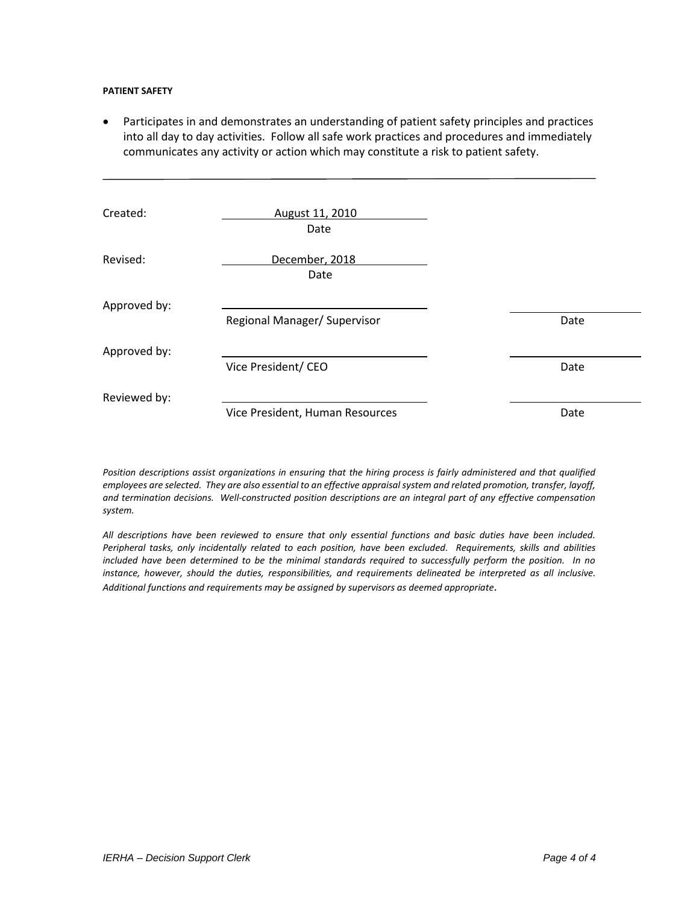**PATIENT SAFETY**

- Participates in and demonstrates an understanding of patient safety principles and practices into all day to day activities. Follow all safe work practices and procedures and immediately communicates any activity or action which may constitute a risk to patient safety.

---

| | | |
|---|---|---|
| Created: | August 11, 2010<br>Date | |
| Revised: | December, 2018<br>Date | |
| Approved by: | Regional Manager/ Supervisor | Date |
| Approved by: | Vice President/ CEO | Date |
| Reviewed by: | Vice President, Human Resources | Date |

*Position descriptions assist organizations in ensuring that the hiring process is fairly administered and that qualified employees are selected. They are also essential to an effective appraisal system and related promotion, transfer, layoff, and termination decisions. Well-constructed position descriptions are an integral part of any effective compensation system.*

*All descriptions have been reviewed to ensure that only essential functions and basic duties have been included. Peripheral tasks, only incidentally related to each position, have been excluded. Requirements, skills and abilities included have been determined to be the minimal standards required to successfully perform the position. In no instance, however, should the duties, responsibilities, and requirements delineated be interpreted as all inclusive. Additional functions and requirements may be assigned by supervisors as deemed appropriate.*